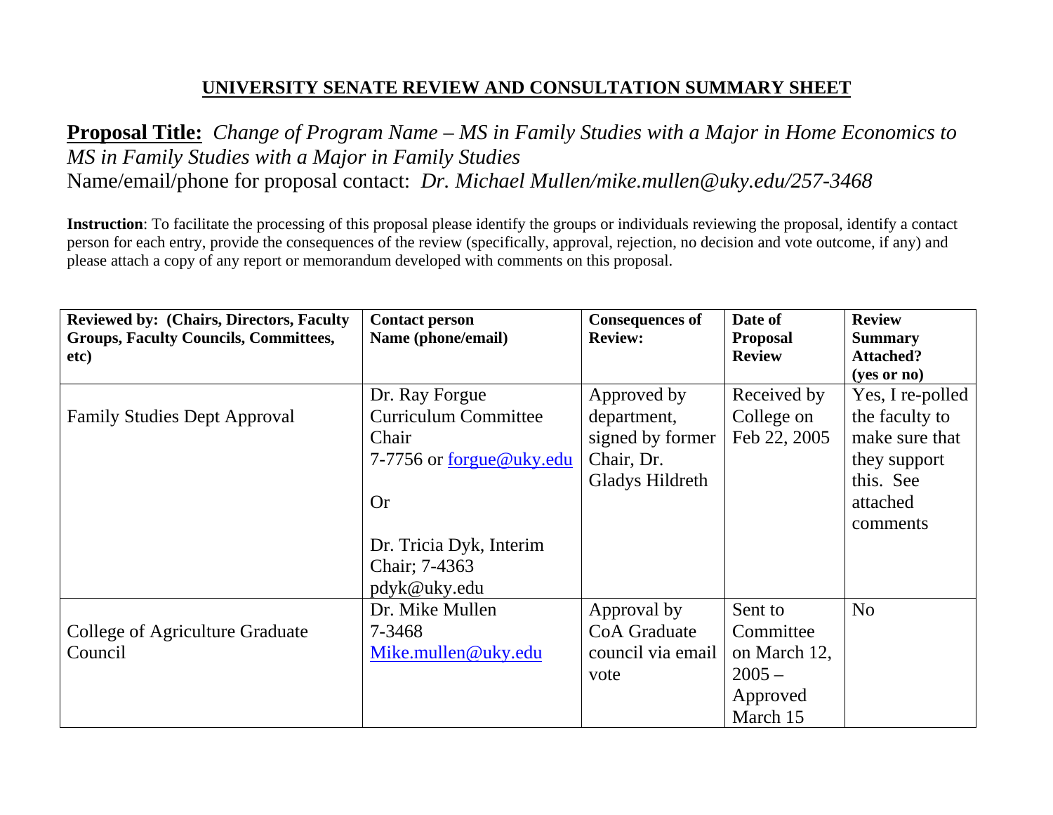# UNIVERSITY SENATE REVIEW AND CONSULTATION SUMMARY SHEET

**Proposal Title:** *Change of Program Name – MS in Family Studies with a Major in Home Economics to MS in Family Studies with a Major in Family Studies*

Name/email/phone for proposal contact: *Dr. Michael Mullen/mike.mullen@uky.edu/257-3468*

**Instruction**: To facilitate the processing of this proposal please identify the groups or individuals reviewing the proposal, identify a contact person for each entry, provide the consequences of the review (specifically, approval, rejection, no decision and vote outcome, if any) and please attach a copy of any report or memorandum developed with comments on this proposal.

| Reviewed by: (Chairs, Directors, Faculty Groups, Faculty Councils, Committees, etc) | Contact person Name (phone/email) | Consequences of Review: | Date of Proposal Review | Review Summary Attached? (yes or no) |
|---|---|---|---|---|
| Family Studies Dept Approval | Dr. Ray Forgue Curriculum Committee Chair 7-7756 or forgue@uky.edu Or Dr. Tricia Dyk, Interim Chair; 7-4363 pdyk@uky.edu | Approved by department, signed by former Chair, Dr. Gladys Hildreth | Received by College on Feb 22, 2005 | Yes, I re-polled the faculty to make sure that they support this. See attached comments |
| College of Agriculture Graduate Council | Dr. Mike Mullen 7-3468 Mike.mullen@uky.edu | Approval by CoA Graduate council via email vote | Sent to Committee on March 12, 2005 – Approved March 15 | No |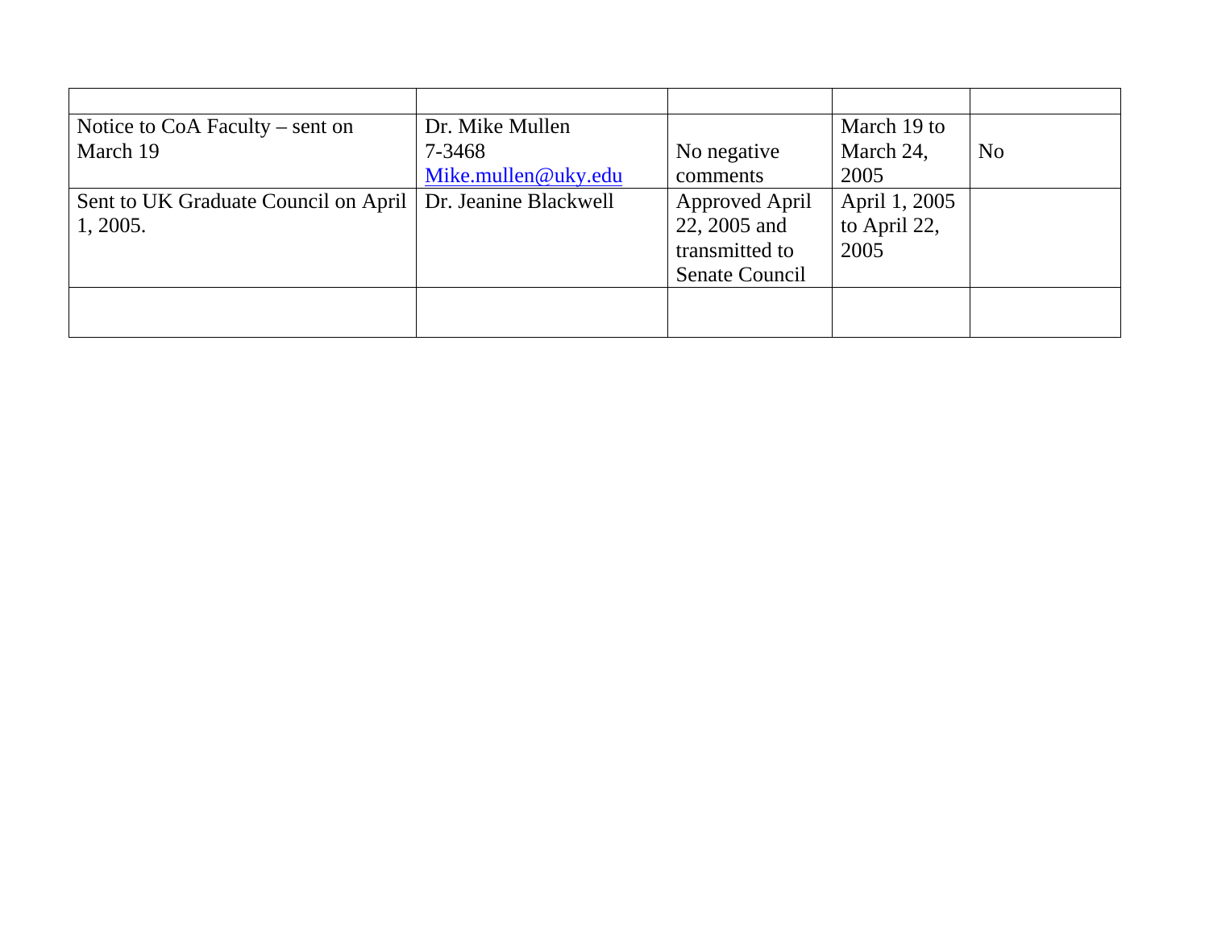| | | | | |
|---|---|---|---|---|
| Notice to CoA Faculty – sent on March 19 | Dr. Mike Mullen 7-3468 Mike.mullen@uky.edu | No negative comments | March 19 to March 24, 2005 | No |
| Sent to UK Graduate Council on April 1, 2005. | Dr. Jeanine Blackwell | Approved April 22, 2005 and transmitted to Senate Council | April 1, 2005 to April 22, 2005 | |
| | | | | |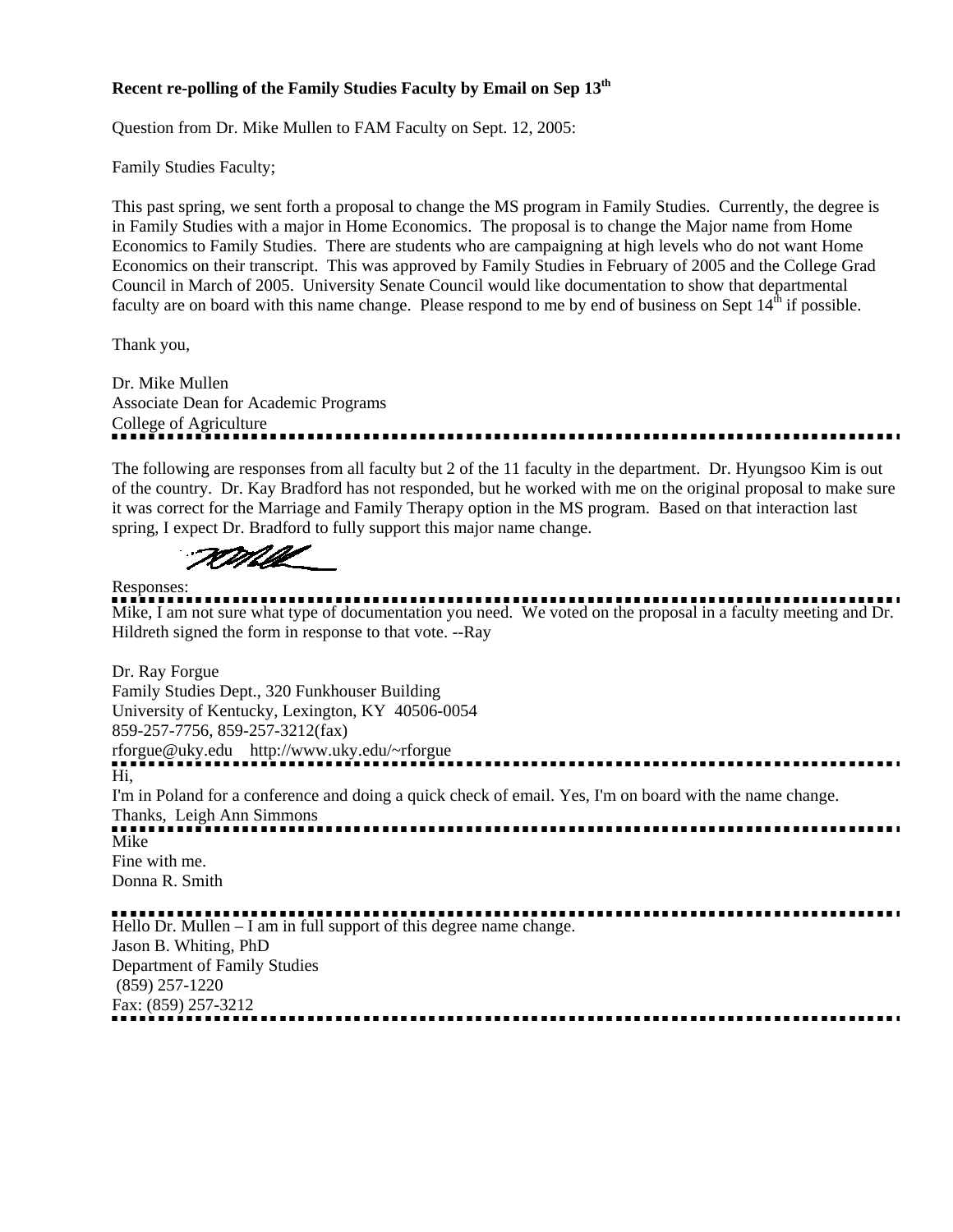**Recent re-polling of the Family Studies Faculty by Email on Sep 13th**

Question from Dr. Mike Mullen to FAM Faculty on Sept. 12, 2005:

Family Studies Faculty;

This past spring, we sent forth a proposal to change the MS program in Family Studies. Currently, the degree is in Family Studies with a major in Home Economics. The proposal is to change the Major name from Home Economics to Family Studies. There are students who are campaigning at high levels who do not want Home Economics on their transcript. This was approved by Family Studies in February of 2005 and the College Grad Council in March of 2005. University Senate Council would like documentation to show that departmental faculty are on board with this name change. Please respond to me by end of business on Sept 14th if possible.

Thank you,

Dr. Mike Mullen
Associate Dean for Academic Programs
College of Agriculture

---

The following are responses from all faculty but 2 of the 11 faculty in the department. Dr. Hyungsoo Kim is out of the country. Dr. Kay Bradford has not responded, but he worked with me on the original proposal to make sure it was correct for the Marriage and Family Therapy option in the MS program. Based on that interaction last spring, I expect Dr. Bradford to fully support this major name change.

Responses:

---

Mike, I am not sure what type of documentation you need. We voted on the proposal in a faculty meeting and Dr. Hildreth signed the form in response to that vote. --Ray

Dr. Ray Forgue
Family Studies Dept., 320 Funkhouser Building
University of Kentucky, Lexington, KY 40506-0054
859-257-7756, 859-257-3212(fax)
rforgue@uky.edu http://www.uky.edu/~rforgue

---

Hi,
I'm in Poland for a conference and doing a quick check of email. Yes, I'm on board with the name change.
Thanks, Leigh Ann Simmons

---

Mike
Fine with me.
Donna R. Smith

---

Hello Dr. Mullen – I am in full support of this degree name change.
Jason B. Whiting, PhD
Department of Family Studies
(859) 257-1220
Fax: (859) 257-3212

---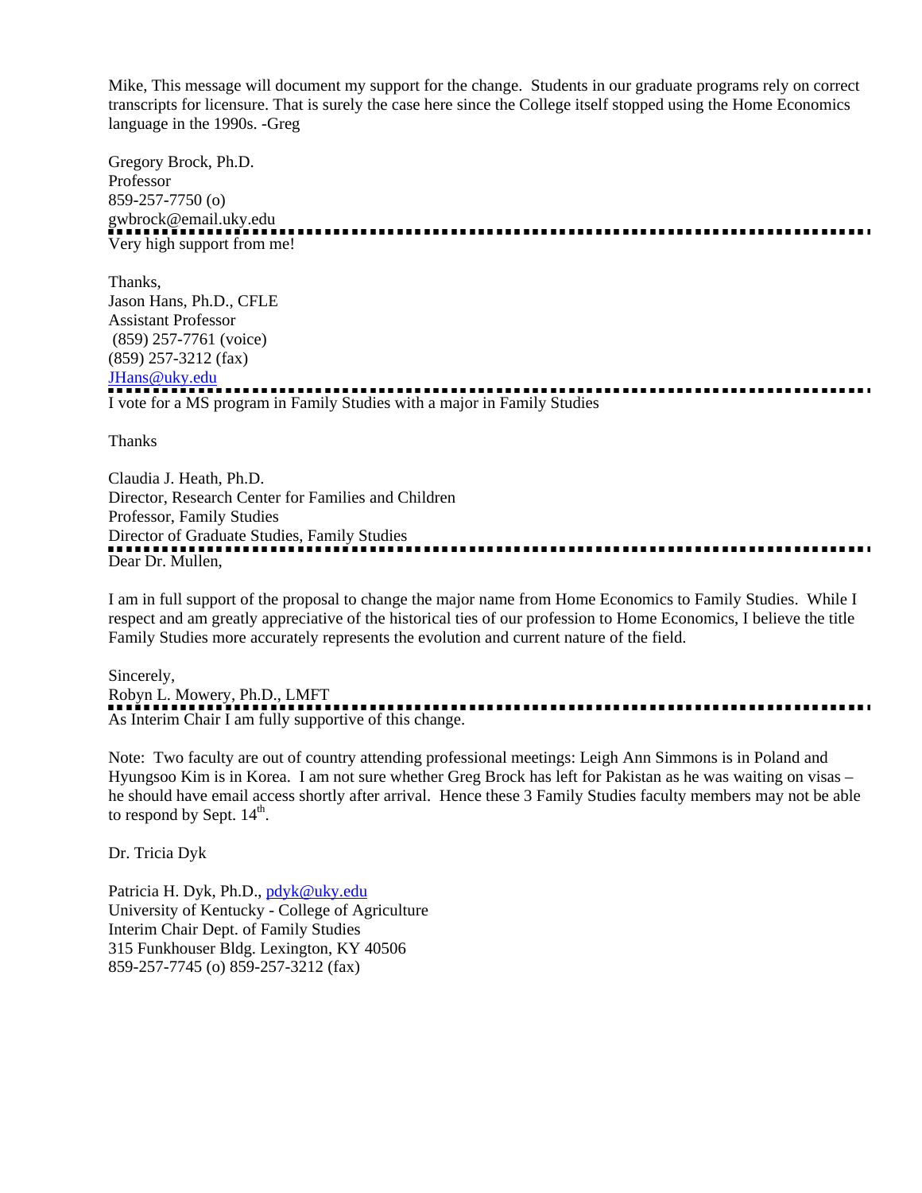Mike, This message will document my support for the change. Students in our graduate programs rely on correct transcripts for licensure. That is surely the case here since the College itself stopped using the Home Economics language in the 1990s. -Greg

Gregory Brock, Ph.D.
Professor
859-257-7750 (o)
gwbrock@email.uky.edu

---

Very high support from me!

Thanks,
Jason Hans, Ph.D., CFLE
Assistant Professor
(859) 257-7761 (voice)
(859) 257-3212 (fax)
JHans@uky.edu

---

I vote for a MS program in Family Studies with a major in Family Studies

Thanks

Claudia J. Heath, Ph.D.
Director, Research Center for Families and Children
Professor, Family Studies
Director of Graduate Studies, Family Studies

---

Dear Dr. Mullen,

I am in full support of the proposal to change the major name from Home Economics to Family Studies. While I respect and am greatly appreciative of the historical ties of our profession to Home Economics, I believe the title Family Studies more accurately represents the evolution and current nature of the field.

Sincerely,
Robyn L. Mowery, Ph.D., LMFT

---

As Interim Chair I am fully supportive of this change.

Note: Two faculty are out of country attending professional meetings: Leigh Ann Simmons is in Poland and Hyungsoo Kim is in Korea. I am not sure whether Greg Brock has left for Pakistan as he was waiting on visas – he should have email access shortly after arrival. Hence these 3 Family Studies faculty members may not be able to respond by Sept. 14th.

Dr. Tricia Dyk

Patricia H. Dyk, Ph.D., pdyk@uky.edu
University of Kentucky - College of Agriculture
Interim Chair Dept. of Family Studies
315 Funkhouser Bldg. Lexington, KY 40506
859-257-7745 (o) 859-257-3212 (fax)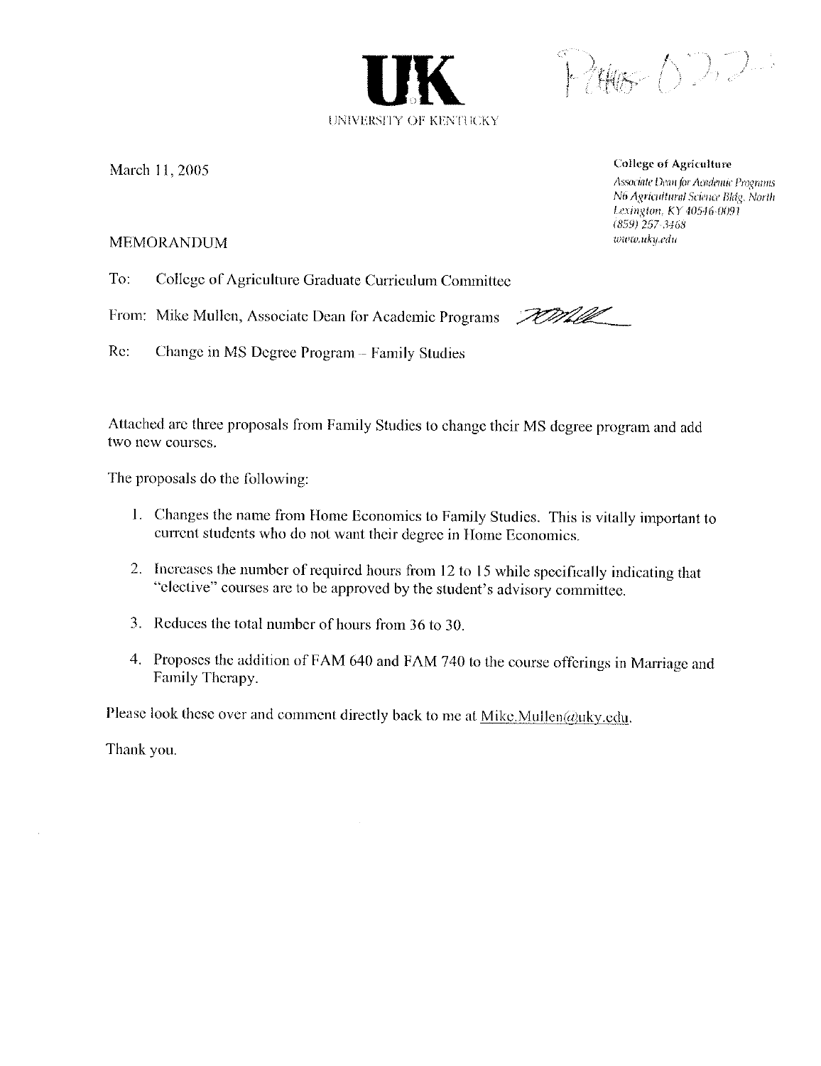UK

UNIVERSITY OF KENTUCKY

March 11, 2005

**College of Agriculture**
*Associate Dean for Academic Programs*
*N6 Agricultural Science Bldg. North*
*Lexington, KY 40546-0091*
*(859) 257-3468*
*www.uky.edu*

MEMORANDUM

To: College of Agriculture Graduate Curriculum Committee

From: Mike Mullen, Associate Dean for Academic Programs

Re: Change in MS Degree Program – Family Studies

Attached are three proposals from Family Studies to change their MS degree program and add two new courses.

The proposals do the following:

1. Changes the name from Home Economics to Family Studies. This is vitally important to current students who do not want their degree in Home Economics.

2. Increases the number of required hours from 12 to 15 while specifically indicating that "elective" courses are to be approved by the student's advisory committee.

3. Reduces the total number of hours from 36 to 30.

4. Proposes the addition of FAM 640 and FAM 740 to the course offerings in Marriage and Family Therapy.

Please look these over and comment directly back to me at Mike.Mullen@uky.edu.

Thank you.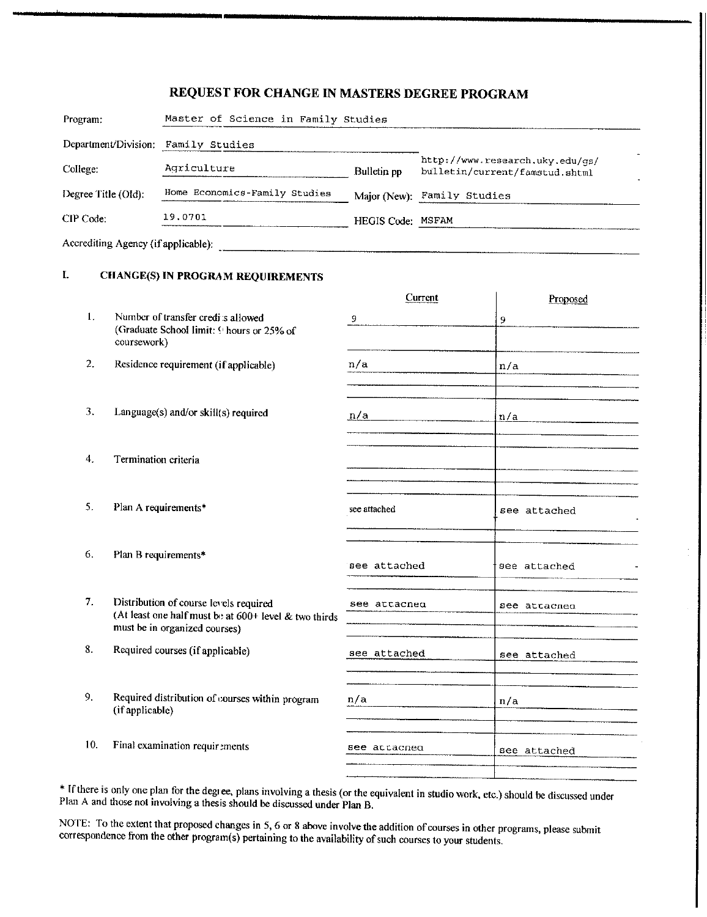# REQUEST FOR CHANGE IN MASTERS DEGREE PROGRAM

| | | | |
|---|---|---|---|
| Program: | Master of Science in Family Studies | | |
| Department/Division: | Family Studies | | |
| College: | Agriculture | Bulletin pp | http://www.research.uky.edu/gs/bulletin/current/famstud.shtml |
| Degree Title (Old): | Home Economics-Family Studies | Major (New): | Family Studies |
| CIP Code: | 19.0701 | HEGIS Code: | MSFAM |
| Accrediting Agency (if applicable): | | | |

## I. CHANGE(S) IN PROGRAM REQUIREMENTS

| | | Current | Proposed |
|---|---|---|---|
| 1. | Number of transfer credits allowed (Graduate School limit: 9 hours or 25% of coursework) | 9 | 9 |
| 2. | Residence requirement (if applicable) | n/a | n/a |
| 3. | Language(s) and/or skill(s) required | n/a | n/a |
| 4. | Termination criteria | | |
| 5. | Plan A requirements* | see attached | see attached |
| 6. | Plan B requirements* | see attached | see attached |
| 7. | Distribution of course levels required (At least one half must be at 600+ level & two thirds must be in organized courses) | see attached | see attached |
| 8. | Required courses (if applicable) | see attached | see attached |
| 9. | Required distribution of courses within program (if applicable) | n/a | n/a |
| 10. | Final examination requirements | see attached | see attached |

\* If there is only one plan for the degree, plans involving a thesis (or the equivalent in studio work, etc.) should be discussed under Plan A and those not involving a thesis should be discussed under Plan B.

NOTE: To the extent that proposed changes in 5, 6 or 8 above involve the addition of courses in other programs, please submit correspondence from the other program(s) pertaining to the availability of such courses to your students.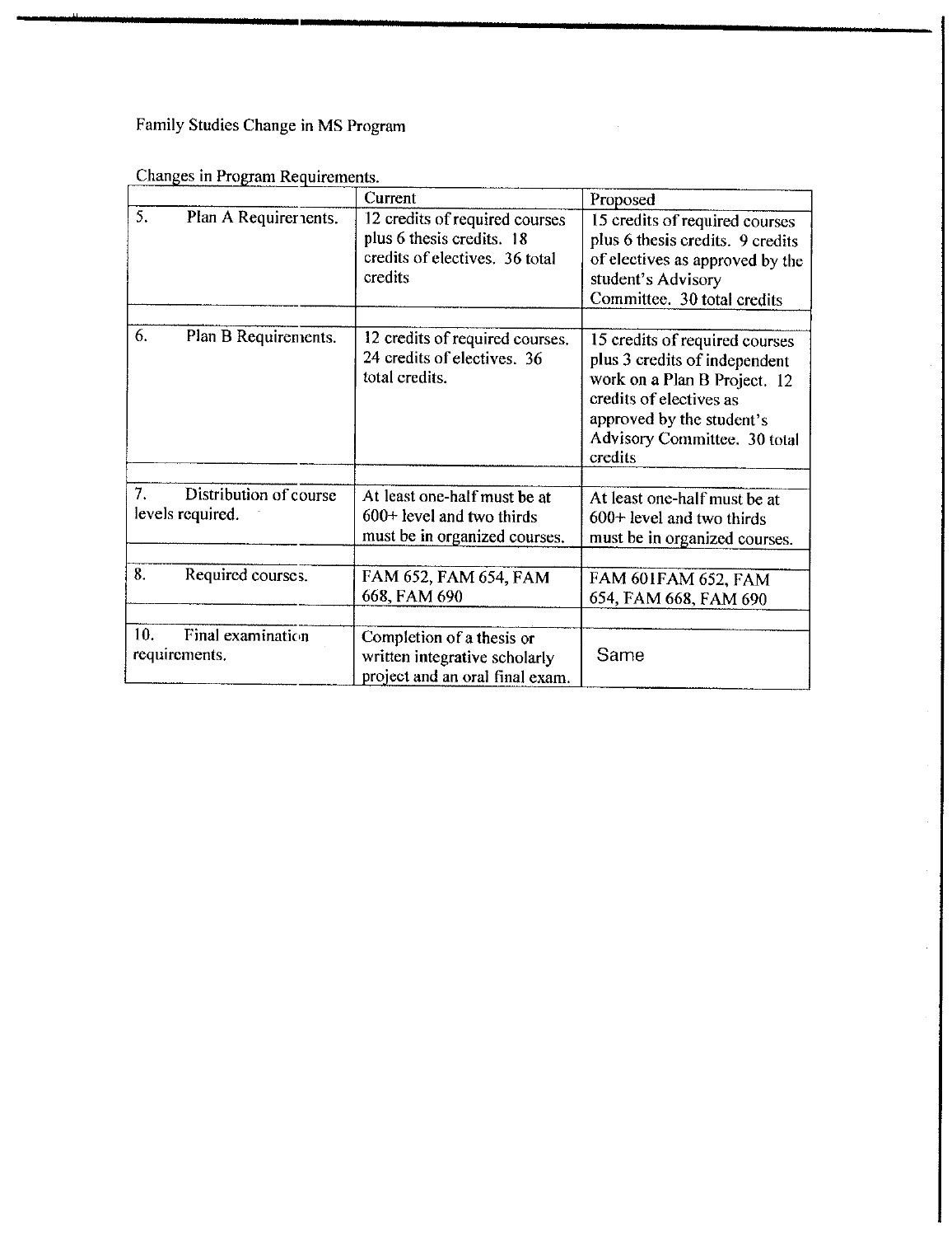Family Studies Change in MS Program

Changes in Program Requirements.

| | Current | Proposed |
|---|---|---|
| 5. Plan A Requirements. | 12 credits of required courses plus 6 thesis credits. 18 credits of electives. 36 total credits | 15 credits of required courses plus 6 thesis credits. 9 credits of electives as approved by the student's Advisory Committee. 30 total credits |
| 6. Plan B Requirements. | 12 credits of required courses. 24 credits of electives. 36 total credits. | 15 credits of required courses plus 3 credits of independent work on a Plan B Project. 12 credits of electives as approved by the student's Advisory Committee. 30 total credits |
| 7. Distribution of course levels required. | At least one-half must be at 600+ level and two thirds must be in organized courses. | At least one-half must be at 600+ level and two thirds must be in organized courses. |
| 8. Required courses. | FAM 652, FAM 654, FAM 668, FAM 690 | FAM 601FAM 652, FAM 654, FAM 668, FAM 690 |
| 10. Final examination requirements. | Completion of a thesis or written integrative scholarly project and an oral final exam. | Same |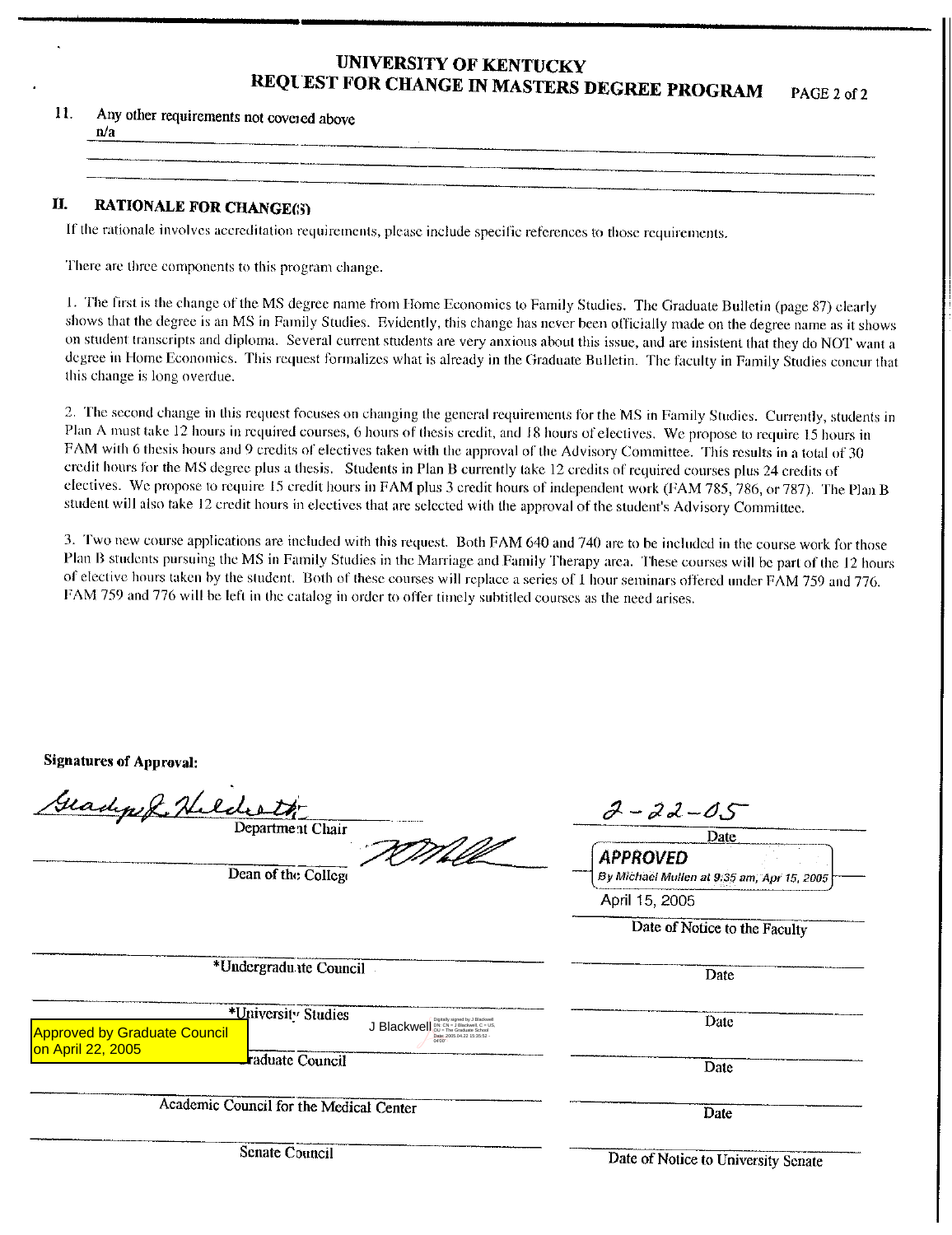# UNIVERSITY OF KENTUCKY
# REQUEST FOR CHANGE IN MASTERS DEGREE PROGRAM

11. Any other requirements not covered above
    n/a

## II. RATIONALE FOR CHANGE(S)

If the rationale involves accreditation requirements, please include specific references to those requirements.

There are three components to this program change.

1. The first is the change of the MS degree name from Home Economics to Family Studies. The Graduate Bulletin (page 87) clearly shows that the degree is an MS in Family Studies. Evidently, this change has never been officially made on the degree name as it shows on student transcripts and diploma. Several current students are very anxious about this issue, and are insistent that they do NOT want a degree in Home Economics. This request formalizes what is already in the Graduate Bulletin. The faculty in Family Studies concur that this change is long overdue.

2. The second change in this request focuses on changing the general requirements for the MS in Family Studies. Currently, students in Plan A must take 12 hours in required courses, 6 hours of thesis credit, and 18 hours of electives. We propose to require 15 hours in FAM with 6 thesis hours and 9 credits of electives taken with the approval of the Advisory Committee. This results in a total of 30 credit hours for the MS degree plus a thesis. Students in Plan B currently take 12 credits of required courses plus 24 credits of electives. We propose to require 15 credit hours in FAM plus 3 credit hours of independent work (FAM 785, 786, or 787). The Plan B student will also take 12 credit hours in electives that are selected with the approval of the student's Advisory Committee.

3. Two new course applications are included with this request. Both FAM 640 and 740 are to be included in the course work for those Plan B students pursuing the MS in Family Studies in the Marriage and Family Therapy area. These courses will be part of the 12 hours of elective hours taken by the student. Both of these courses will replace a series of 1 hour seminars offered under FAM 759 and 776. FAM 759 and 776 will be left in the catalog in order to offer timely subtitled courses as the need arises.

**Signatures of Approval:**

| Signature | Date |
| --- | --- |
| Gladys J. Hildreth — Department Chair | 2-22-05 |
| [signature] — Dean of the College | APPROVED By Michael Mullen at 9:35 am, Apr 15, 2005 |
| | April 15, 2005 — Date of Notice to the Faculty |
| *Undergraduate Council | Date |
| *University Studies | Date |
| J Blackwell (Digitally signed by J Blackwell, DN: CN = J Blackwell, C = US, OU = The Graduate School, Date: 2005.04.22 15:35:52 -04'00') — Approved by Graduate Council on April 22, 2005 — Graduate Council | Date |
| Academic Council for the Medical Center | Date |
| Senate Council | Date of Notice to University Senate |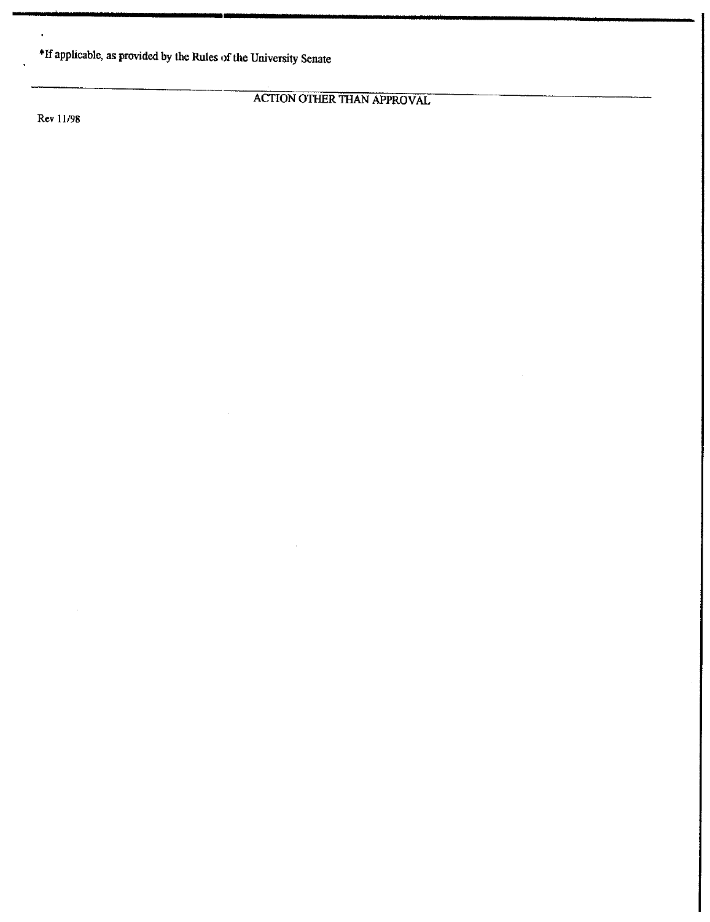*If applicable, as provided by the Rules of the University Senate

---

ACTION OTHER THAN APPROVAL

Rev 11/98